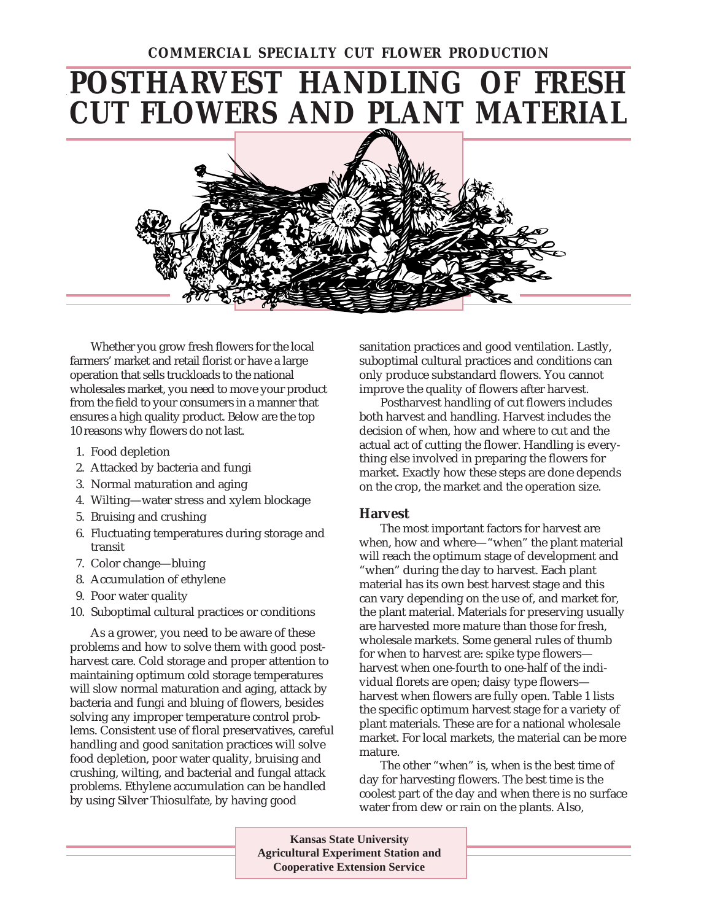COMMERCIAL SPECIALTY CUT FLOWER PRODUCTION

# POSTHARVEST HANDLING OF FRESH CUT FLOWERS AND PLANT MATERIAL

Whether you grow fresh flowers for the local farmers' market and retail florist or have a large operation that sells truckloads to the national wholesales market, you need to move your product from the field to your consumers in a manner that ensures a high quality product. Below are the top 10 reasons why flowers do not last.

1. Food depletion
2. Attacked by bacteria and fungi
3. Normal maturation and aging
4. Wilting—water stress and xylem blockage
5. Bruising and crushing
6. Fluctuating temperatures during storage and transit
7. Color change—bluing
8. Accumulation of ethylene
9. Poor water quality
10. Suboptimal cultural practices or conditions

As a grower, you need to be aware of these problems and how to solve them with good postharvest care. Cold storage and proper attention to maintaining optimum cold storage temperatures will slow normal maturation and aging, attack by bacteria and fungi and bluing of flowers, besides solving any improper temperature control problems. Consistent use of floral preservatives, careful handling and good sanitation practices will solve food depletion, poor water quality, bruising and crushing, wilting, and bacterial and fungal attack problems. Ethylene accumulation can be handled by using Silver Thiosulfate, by having good sanitation practices and good ventilation. Lastly, suboptimal cultural practices and conditions can only produce substandard flowers. You cannot improve the quality of flowers after harvest.

Postharvest handling of cut flowers includes both harvest and handling. Harvest includes the decision of when, how and where to cut and the actual act of cutting the flower. Handling is everything else involved in preparing the flowers for market. Exactly how these steps are done depends on the crop, the market and the operation size.

### Harvest

The most important factors for harvest are when, how and where—"when" the plant material will reach the optimum stage of development and "when" during the day to harvest. Each plant material has its own best harvest stage and this can vary depending on the use of, and market for, the plant material. Materials for preserving usually are harvested more mature than those for fresh, wholesale markets. Some general rules of thumb for when to harvest are: spike type flowers—harvest when one-fourth to one-half of the individual florets are open; daisy type flowers—harvest when flowers are fully open. Table 1 lists the specific optimum harvest stage for a variety of plant materials. These are for a national wholesale market. For local markets, the material can be more mature.

The other "when" is, when is the best time of day for harvesting flowers. The best time is the coolest part of the day and when there is no surface water from dew or rain on the plants. Also,

**Kansas State University**
**Agricultural Experiment Station and**
**Cooperative Extension Service**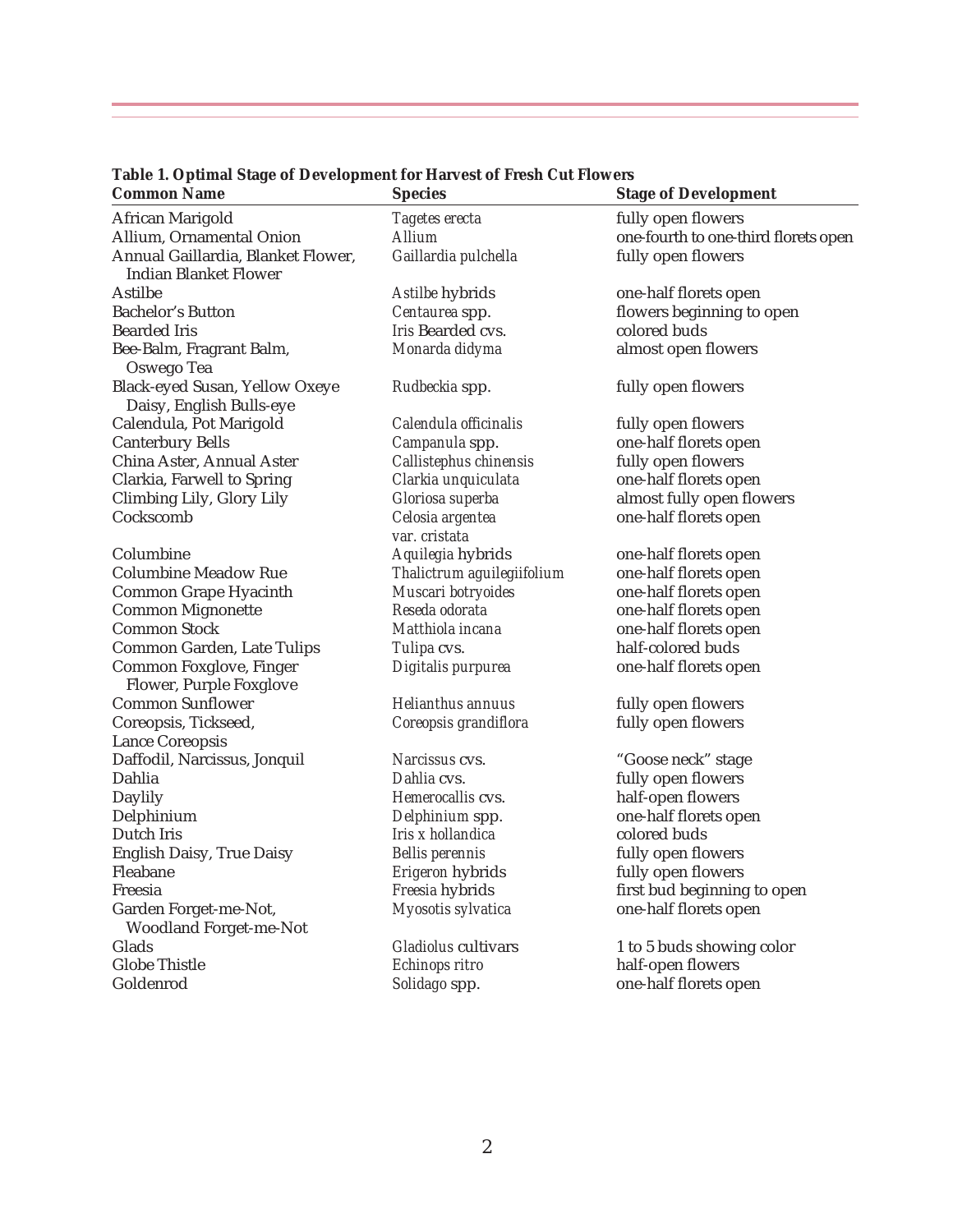**Table 1. Optimal Stage of Development for Harvest of Fresh Cut Flowers**

| Common Name | Species | Stage of Development |
|---|---|---|
| African Marigold | *Tagetes erecta* | fully open flowers |
| Allium, Ornamental Onion | *Allium* | one-fourth to one-third florets open |
| Annual Gaillardia, Blanket Flower, Indian Blanket Flower | *Gaillardia pulchella* | fully open flowers |
| Astilbe | *Astilbe* hybrids | one-half florets open |
| Bachelor's Button | *Centaurea* spp. | flowers beginning to open |
| Bearded Iris | *Iris* Bearded cvs. | colored buds |
| Bee-Balm, Fragrant Balm, Oswego Tea | *Monarda didyma* | almost open flowers |
| Black-eyed Susan, Yellow Oxeye Daisy, English Bulls-eye | *Rudbeckia* spp. | fully open flowers |
| Calendula, Pot Marigold | *Calendula officinalis* | fully open flowers |
| Canterbury Bells | *Campanula* spp. | one-half florets open |
| China Aster, Annual Aster | *Callistephus chinensis* | fully open flowers |
| Clarkia, Farwell to Spring | *Clarkia unquiculata* | one-half florets open |
| Climbing Lily, Glory Lily | *Gloriosa superba* | almost fully open flowers |
| Cockscomb | *Celosia argentea* var. *cristata* | one-half florets open |
| Columbine | *Aquilegia* hybrids | one-half florets open |
| Columbine Meadow Rue | *Thalictrum aguilegiifolium* | one-half florets open |
| Common Grape Hyacinth | *Muscari botryoides* | one-half florets open |
| Common Mignonette | *Reseda odorata* | one-half florets open |
| Common Stock | *Matthiola incana* | one-half florets open |
| Common Garden, Late Tulips | *Tulipa* cvs. | half-colored buds |
| Common Foxglove, Finger Flower, Purple Foxglove | *Digitalis purpurea* | one-half florets open |
| Common Sunflower | *Helianthus annuus* | fully open flowers |
| Coreopsis, Tickseed, Lance Coreopsis | *Coreopsis grandiflora* | fully open flowers |
| Daffodil, Narcissus, Jonquil | *Narcissus* cvs. | "Goose neck" stage |
| Dahlia | *Dahlia* cvs. | fully open flowers |
| Daylily | *Hemerocallis* cvs. | half-open flowers |
| Delphinium | *Delphinium* spp. | one-half florets open |
| Dutch Iris | *Iris x hollandica* | colored buds |
| English Daisy, True Daisy | *Bellis perennis* | fully open flowers |
| Fleabane | *Erigeron* hybrids | fully open flowers |
| Freesia | *Freesia* hybrids | first bud beginning to open |
| Garden Forget-me-Not, Woodland Forget-me-Not | *Myosotis sylvatica* | one-half florets open |
| Glads | *Gladiolus* cultivars | 1 to 5 buds showing color |
| Globe Thistle | *Echinops ritro* | half-open flowers |
| Goldenrod | *Solidago* spp. | one-half florets open |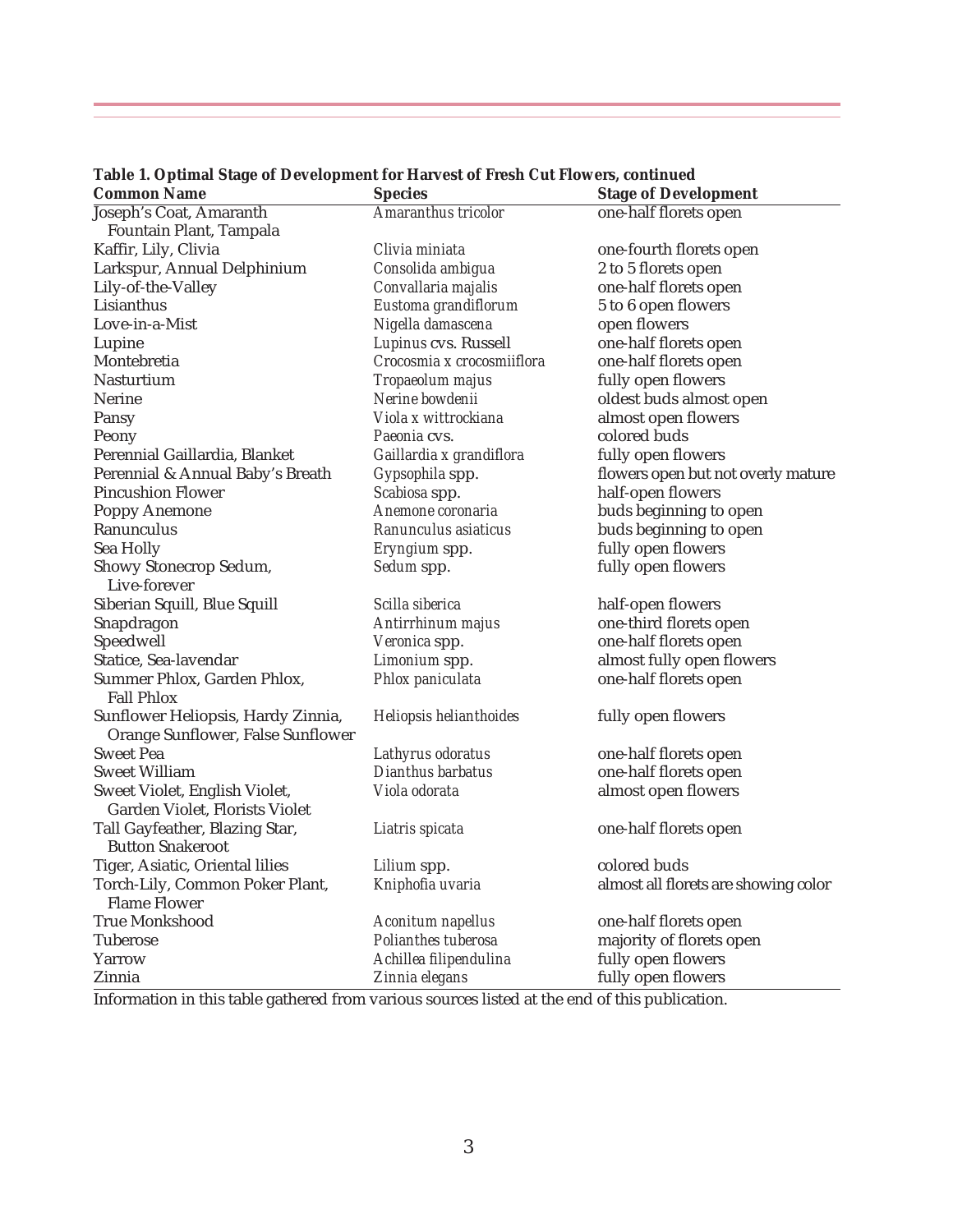**Table 1. Optimal Stage of Development for Harvest of Fresh Cut Flowers, continued**

| Common Name | Species | Stage of Development |
|---|---|---|
| Joseph's Coat, Amaranth Fountain Plant, Tampala | *Amaranthus tricolor* | one-half florets open |
| Kaffir, Lily, Clivia | *Clivia miniata* | one-fourth florets open |
| Larkspur, Annual Delphinium | *Consolida ambigua* | 2 to 5 florets open |
| Lily-of-the-Valley | *Convallaria majalis* | one-half florets open |
| Lisianthus | *Eustoma grandiflorum* | 5 to 6 open flowers |
| Love-in-a-Mist | *Nigella damascena* | open flowers |
| Lupine | *Lupinus* cvs. Russell | one-half florets open |
| Montebretia | *Crocosmia x crocosmiiflora* | one-half florets open |
| Nasturtium | *Tropaeolum majus* | fully open flowers |
| Nerine | *Nerine bowdenii* | oldest buds almost open |
| Pansy | *Viola x wittrockiana* | almost open flowers |
| Peony | *Paeonia* cvs. | colored buds |
| Perennial Gaillardia, Blanket | *Gaillardia x grandiflora* | fully open flowers |
| Perennial & Annual Baby's Breath | *Gypsophila* spp. | flowers open but not overly mature |
| Pincushion Flower | *Scabiosa* spp. | half-open flowers |
| Poppy Anemone | *Anemone coronaria* | buds beginning to open |
| Ranunculus | *Ranunculus asiaticus* | buds beginning to open |
| Sea Holly | *Eryngium* spp. | fully open flowers |
| Showy Stonecrop Sedum, Live-forever | *Sedum* spp. | fully open flowers |
| Siberian Squill, Blue Squill | *Scilla siberica* | half-open flowers |
| Snapdragon | *Antirrhinum majus* | one-third florets open |
| Speedwell | *Veronica* spp. | one-half florets open |
| Statice, Sea-lavendar | *Limonium* spp. | almost fully open flowers |
| Summer Phlox, Garden Phlox, Fall Phlox | *Phlox paniculata* | one-half florets open |
| Sunflower Heliopsis, Hardy Zinnia, Orange Sunflower, False Sunflower | *Heliopsis helianthoides* | fully open flowers |
| Sweet Pea | *Lathyrus odoratus* | one-half florets open |
| Sweet William | *Dianthus barbatus* | one-half florets open |
| Sweet Violet, English Violet, Garden Violet, Florists Violet | *Viola odorata* | almost open flowers |
| Tall Gayfeather, Blazing Star, Button Snakeroot | *Liatris spicata* | one-half florets open |
| Tiger, Asiatic, Oriental lilies | *Lilium* spp. | colored buds |
| Torch-Lily, Common Poker Plant, Flame Flower | *Kniphofia uvaria* | almost all florets are showing color |
| True Monkshood | *Aconitum napellus* | one-half florets open |
| Tuberose | *Polianthes tuberosa* | majority of florets open |
| Yarrow | *Achillea filipendulina* | fully open flowers |
| Zinnia | *Zinnia elegans* | fully open flowers |

Information in this table gathered from various sources listed at the end of this publication.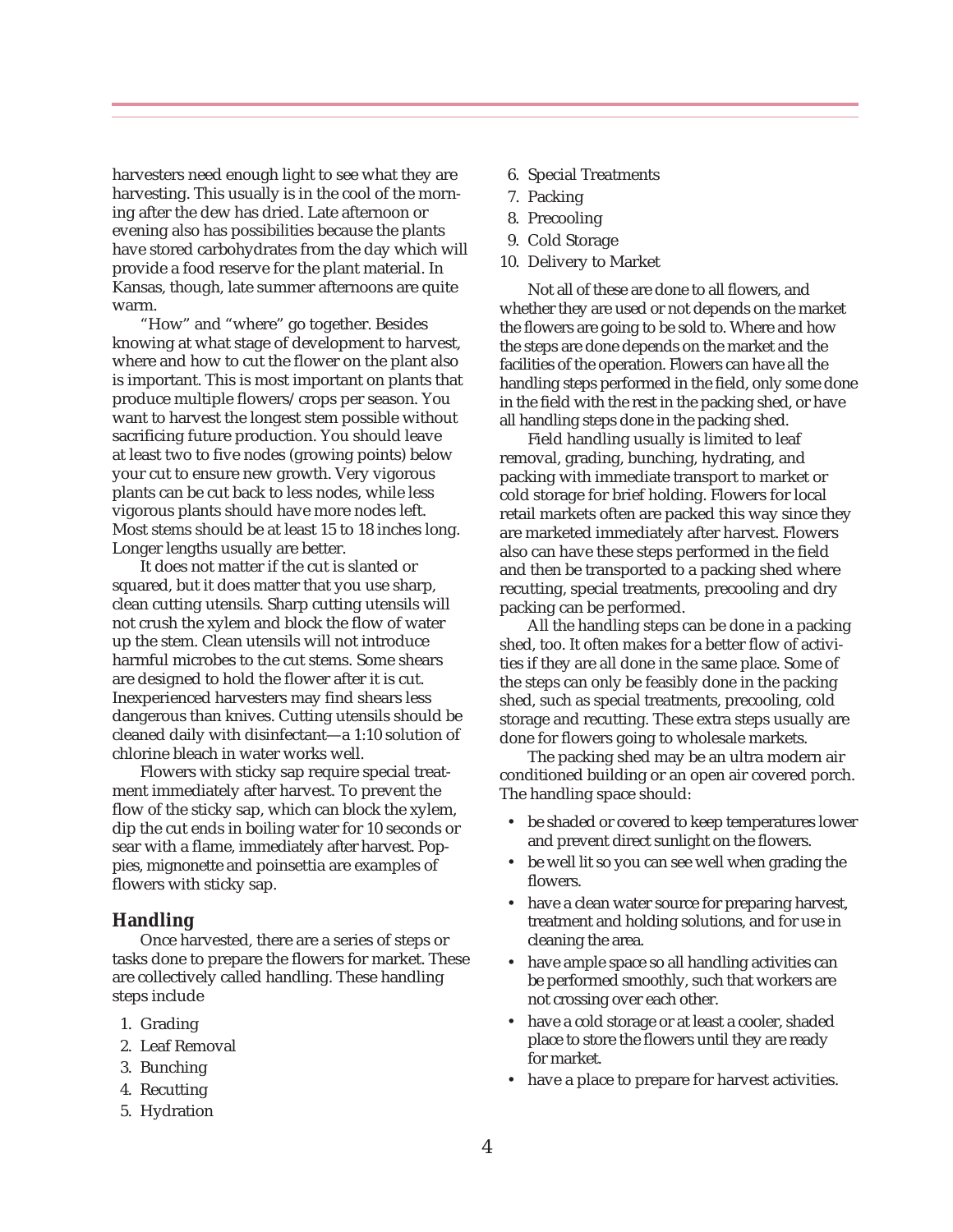harvesters need enough light to see what they are harvesting. This usually is in the cool of the morning after the dew has dried. Late afternoon or evening also has possibilities because the plants have stored carbohydrates from the day which will provide a food reserve for the plant material. In Kansas, though, late summer afternoons are quite warm.

"How" and "where" go together. Besides knowing at what stage of development to harvest, where and how to cut the flower on the plant also is important. This is most important on plants that produce multiple flowers/crops per season. You want to harvest the longest stem possible without sacrificing future production. You should leave at least two to five nodes (growing points) below your cut to ensure new growth. Very vigorous plants can be cut back to less nodes, while less vigorous plants should have more nodes left. Most stems should be at least 15 to 18 inches long. Longer lengths usually are better.

It does not matter if the cut is slanted or squared, but it does matter that you use sharp, clean cutting utensils. Sharp cutting utensils will not crush the xylem and block the flow of water up the stem. Clean utensils will not introduce harmful microbes to the cut stems. Some shears are designed to hold the flower after it is cut. Inexperienced harvesters may find shears less dangerous than knives. Cutting utensils should be cleaned daily with disinfectant—a 1:10 solution of chlorine bleach in water works well.

Flowers with sticky sap require special treatment immediately after harvest. To prevent the flow of the sticky sap, which can block the xylem, dip the cut ends in boiling water for 10 seconds or sear with a flame, immediately after harvest. Poppies, mignonette and poinsettia are examples of flowers with sticky sap.

### Handling

Once harvested, there are a series of steps or tasks done to prepare the flowers for market. These are collectively called handling. These handling steps include

1. Grading
2. Leaf Removal
3. Bunching
4. Recutting
5. Hydration
6. Special Treatments
7. Packing
8. Precooling
9. Cold Storage
10. Delivery to Market

Not all of these are done to all flowers, and whether they are used or not depends on the market the flowers are going to be sold to. Where and how the steps are done depends on the market and the facilities of the operation. Flowers can have all the handling steps performed in the field, only some done in the field with the rest in the packing shed, or have all handling steps done in the packing shed.

Field handling usually is limited to leaf removal, grading, bunching, hydrating, and packing with immediate transport to market or cold storage for brief holding. Flowers for local retail markets often are packed this way since they are marketed immediately after harvest. Flowers also can have these steps performed in the field and then be transported to a packing shed where recutting, special treatments, precooling and dry packing can be performed.

All the handling steps can be done in a packing shed, too. It often makes for a better flow of activities if they are all done in the same place. Some of the steps can only be feasibly done in the packing shed, such as special treatments, precooling, cold storage and recutting. These extra steps usually are done for flowers going to wholesale markets.

The packing shed may be an ultra modern air conditioned building or an open air covered porch. The handling space should:

- be shaded or covered to keep temperatures lower and prevent direct sunlight on the flowers.
- be well lit so you can see well when grading the flowers.
- have a clean water source for preparing harvest, treatment and holding solutions, and for use in cleaning the area.
- have ample space so all handling activities can be performed smoothly, such that workers are not crossing over each other.
- have a cold storage or at least a cooler, shaded place to store the flowers until they are ready for market.
- have a place to prepare for harvest activities.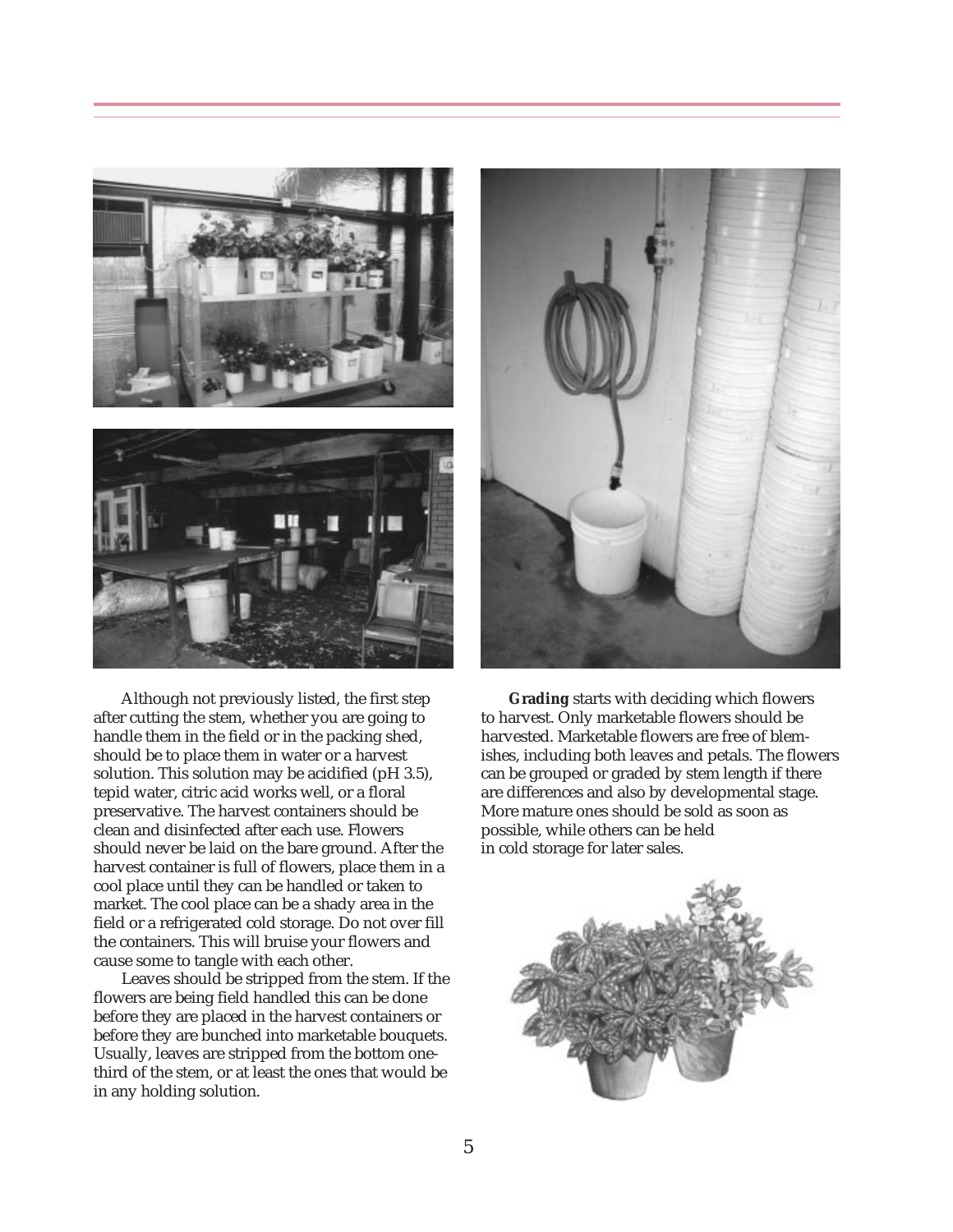Although not previously listed, the first step after cutting the stem, whether you are going to handle them in the field or in the packing shed, should be to place them in water or a harvest solution. This solution may be acidified (pH 3.5), tepid water, citric acid works well, or a floral preservative. The harvest containers should be clean and disinfected after each use. Flowers should never be laid on the bare ground. After the harvest container is full of flowers, place them in a cool place until they can be handled or taken to market. The cool place can be a shady area in the field or a refrigerated cold storage. Do not over fill the containers. This will bruise your flowers and cause some to tangle with each other.

Leaves should be stripped from the stem. If the flowers are being field handled this can be done before they are placed in the harvest containers or before they are bunched into marketable bouquets. Usually, leaves are stripped from the bottom one-third of the stem, or at least the ones that would be in any holding solution.

**Grading** starts with deciding which flowers to harvest. Only marketable flowers should be harvested. Marketable flowers are free of blemishes, including both leaves and petals. The flowers can be grouped or graded by stem length if there are differences and also by developmental stage. More mature ones should be sold as soon as possible, while others can be held in cold storage for later sales.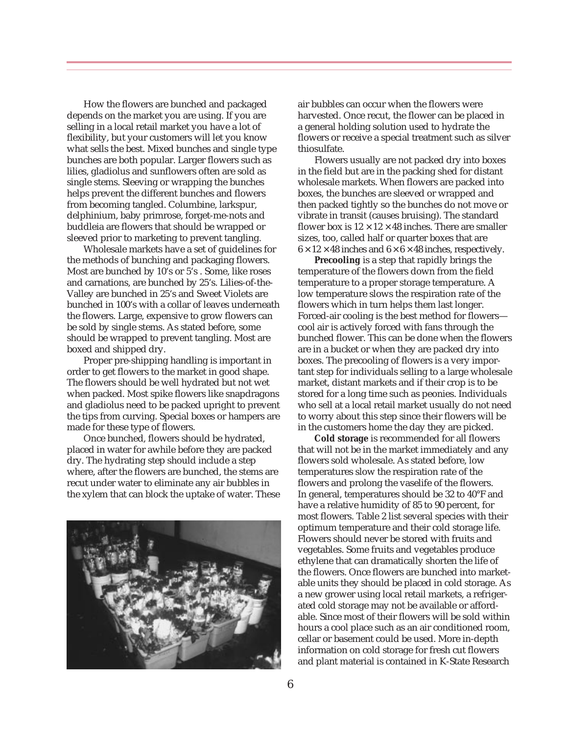How the flowers are bunched and packaged depends on the market you are using. If you are selling in a local retail market you have a lot of flexibility, but your customers will let you know what sells the best. Mixed bunches and single type bunches are both popular. Larger flowers such as lilies, gladiolus and sunflowers often are sold as single stems. Sleeving or wrapping the bunches helps prevent the different bunches and flowers from becoming tangled. Columbine, larkspur, delphinium, baby primrose, forget-me-nots and buddleia are flowers that should be wrapped or sleeved prior to marketing to prevent tangling.

Wholesale markets have a set of guidelines for the methods of bunching and packaging flowers. Most are bunched by 10's or 5's . Some, like roses and carnations, are bunched by 25's. Lilies-of-the-Valley are bunched in 25's and Sweet Violets are bunched in 100's with a collar of leaves underneath the flowers. Large, expensive to grow flowers can be sold by single stems. As stated before, some should be wrapped to prevent tangling. Most are boxed and shipped dry.

Proper pre-shipping handling is important in order to get flowers to the market in good shape. The flowers should be well hydrated but not wet when packed. Most spike flowers like snapdragons and gladiolus need to be packed upright to prevent the tips from curving. Special boxes or hampers are made for these type of flowers.

Once bunched, flowers should be hydrated, placed in water for awhile before they are packed dry. The hydrating step should include a step where, after the flowers are bunched, the stems are recut under water to eliminate any air bubbles in the xylem that can block the uptake of water. These air bubbles can occur when the flowers were harvested. Once recut, the flower can be placed in a general holding solution used to hydrate the flowers or receive a special treatment such as silver thiosulfate.

Flowers usually are not packed dry into boxes in the field but are in the packing shed for distant wholesale markets. When flowers are packed into boxes, the bunches are sleeved or wrapped and then packed tightly so the bunches do not move or vibrate in transit (causes bruising). The standard flower box is 12 × 12 × 48 inches. There are smaller sizes, too, called half or quarter boxes that are 6 × 12 × 48 inches and 6 × 6 × 48 inches, respectively.

**Precooling** is a step that rapidly brings the temperature of the flowers down from the field temperature to a proper storage temperature. A low temperature slows the respiration rate of the flowers which in turn helps them last longer. Forced-air cooling is the best method for flowers—cool air is actively forced with fans through the bunched flower. This can be done when the flowers are in a bucket or when they are packed dry into boxes. The precooling of flowers is a very important step for individuals selling to a large wholesale market, distant markets and if their crop is to be stored for a long time such as peonies. Individuals who sell at a local retail market usually do not need to worry about this step since their flowers will be in the customers home the day they are picked.

**Cold storage** is recommended for all flowers that will not be in the market immediately and any flowers sold wholesale. As stated before, low temperatures slow the respiration rate of the flowers and prolong the vaselife of the flowers. In general, temperatures should be 32 to 40°F and have a relative humidity of 85 to 90 percent, for most flowers. Table 2 list several species with their optimum temperature and their cold storage life. Flowers should never be stored with fruits and vegetables. Some fruits and vegetables produce ethylene that can dramatically shorten the life of the flowers. Once flowers are bunched into marketable units they should be placed in cold storage. As a new grower using local retail markets, a refrigerated cold storage may not be available or affordable. Since most of their flowers will be sold within hours a cool place such as an air conditioned room, cellar or basement could be used. More in-depth information on cold storage for fresh cut flowers and plant material is contained in K-State Research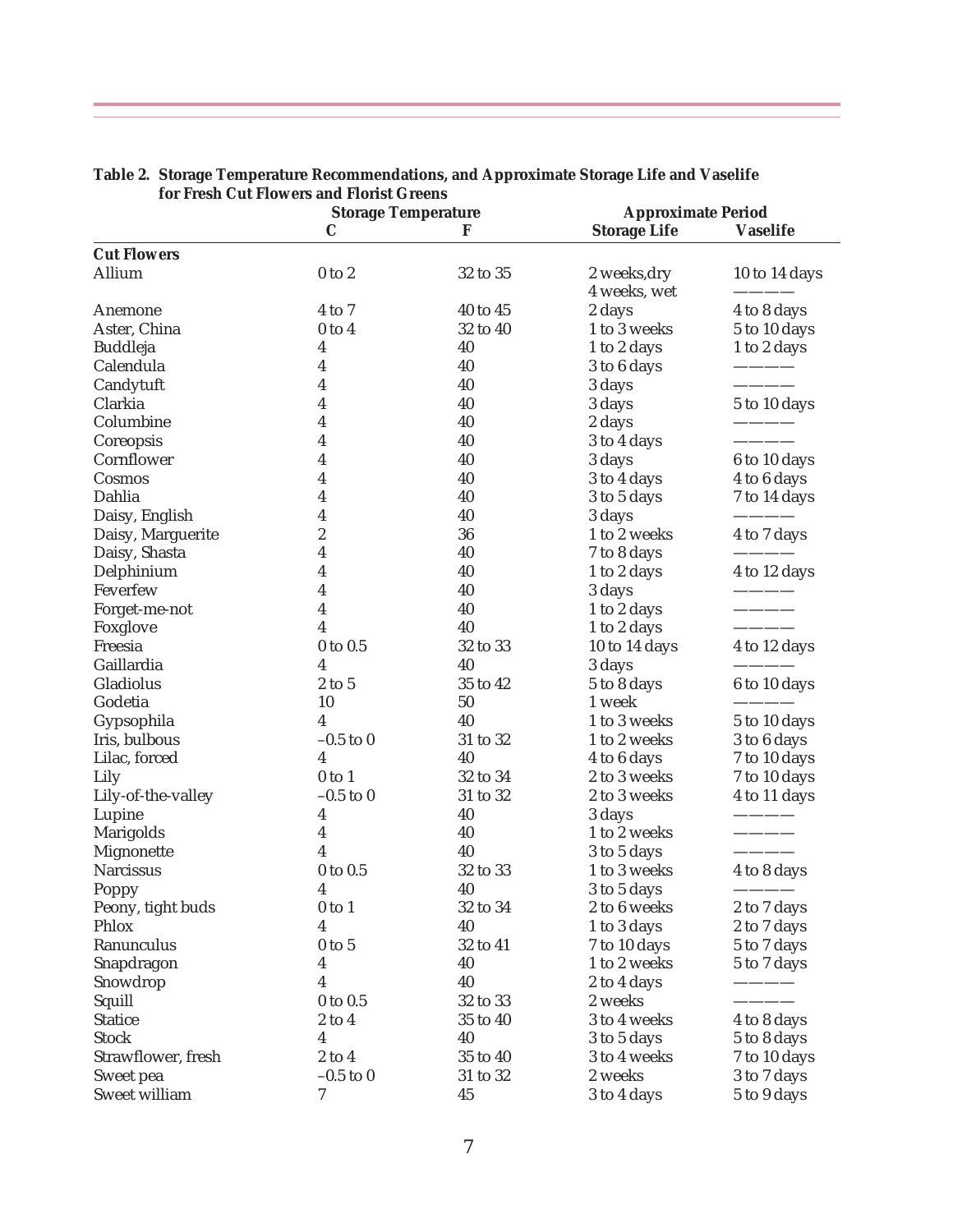**Table 2. Storage Temperature Recommendations, and Approximate Storage Life and Vaselife for Fresh Cut Flowers and Florist Greens**

| | Storage Temperature | | Approximate Period | |
|---|---|---|---|---|
| | C | F | Storage Life | Vaselife |
| **Cut Flowers** | | | | |
| Allium | 0 to 2 | 32 to 35 | 2 weeks,dry | 10 to 14 days |
| | | | 4 weeks, wet | ———— |
| Anemone | 4 to 7 | 40 to 45 | 2 days | 4 to 8 days |
| Aster, China | 0 to 4 | 32 to 40 | 1 to 3 weeks | 5 to 10 days |
| Buddleja | 4 | 40 | 1 to 2 days | 1 to 2 days |
| Calendula | 4 | 40 | 3 to 6 days | ———— |
| Candytuft | 4 | 40 | 3 days | ———— |
| Clarkia | 4 | 40 | 3 days | 5 to 10 days |
| Columbine | 4 | 40 | 2 days | ———— |
| Coreopsis | 4 | 40 | 3 to 4 days | ———— |
| Cornflower | 4 | 40 | 3 days | 6 to 10 days |
| Cosmos | 4 | 40 | 3 to 4 days | 4 to 6 days |
| Dahlia | 4 | 40 | 3 to 5 days | 7 to 14 days |
| Daisy, English | 4 | 40 | 3 days | ———— |
| Daisy, Marguerite | 2 | 36 | 1 to 2 weeks | 4 to 7 days |
| Daisy, Shasta | 4 | 40 | 7 to 8 days | ———— |
| Delphinium | 4 | 40 | 1 to 2 days | 4 to 12 days |
| Feverfew | 4 | 40 | 3 days | ———— |
| Forget-me-not | 4 | 40 | 1 to 2 days | ———— |
| Foxglove | 4 | 40 | 1 to 2 days | ———— |
| Freesia | 0 to 0.5 | 32 to 33 | 10 to 14 days | 4 to 12 days |
| Gaillardia | 4 | 40 | 3 days | ———— |
| Gladiolus | 2 to 5 | 35 to 42 | 5 to 8 days | 6 to 10 days |
| Godetia | 10 | 50 | 1 week | ———— |
| Gypsophila | 4 | 40 | 1 to 3 weeks | 5 to 10 days |
| Iris, bulbous | –0.5 to 0 | 31 to 32 | 1 to 2 weeks | 3 to 6 days |
| Lilac, forced | 4 | 40 | 4 to 6 days | 7 to 10 days |
| Lily | 0 to 1 | 32 to 34 | 2 to 3 weeks | 7 to 10 days |
| Lily-of-the-valley | –0.5 to 0 | 31 to 32 | 2 to 3 weeks | 4 to 11 days |
| Lupine | 4 | 40 | 3 days | ———— |
| Marigolds | 4 | 40 | 1 to 2 weeks | ———— |
| Mignonette | 4 | 40 | 3 to 5 days | ———— |
| Narcissus | 0 to 0.5 | 32 to 33 | 1 to 3 weeks | 4 to 8 days |
| Poppy | 4 | 40 | 3 to 5 days | ———— |
| Peony, tight buds | 0 to 1 | 32 to 34 | 2 to 6 weeks | 2 to 7 days |
| Phlox | 4 | 40 | 1 to 3 days | 2 to 7 days |
| Ranunculus | 0 to 5 | 32 to 41 | 7 to 10 days | 5 to 7 days |
| Snapdragon | 4 | 40 | 1 to 2 weeks | 5 to 7 days |
| Snowdrop | 4 | 40 | 2 to 4 days | ———— |
| Squill | 0 to 0.5 | 32 to 33 | 2 weeks | ———— |
| Statice | 2 to 4 | 35 to 40 | 3 to 4 weeks | 4 to 8 days |
| Stock | 4 | 40 | 3 to 5 days | 5 to 8 days |
| Strawflower, fresh | 2 to 4 | 35 to 40 | 3 to 4 weeks | 7 to 10 days |
| Sweet pea | –0.5 to 0 | 31 to 32 | 2 weeks | 3 to 7 days |
| Sweet william | 7 | 45 | 3 to 4 days | 5 to 9 days |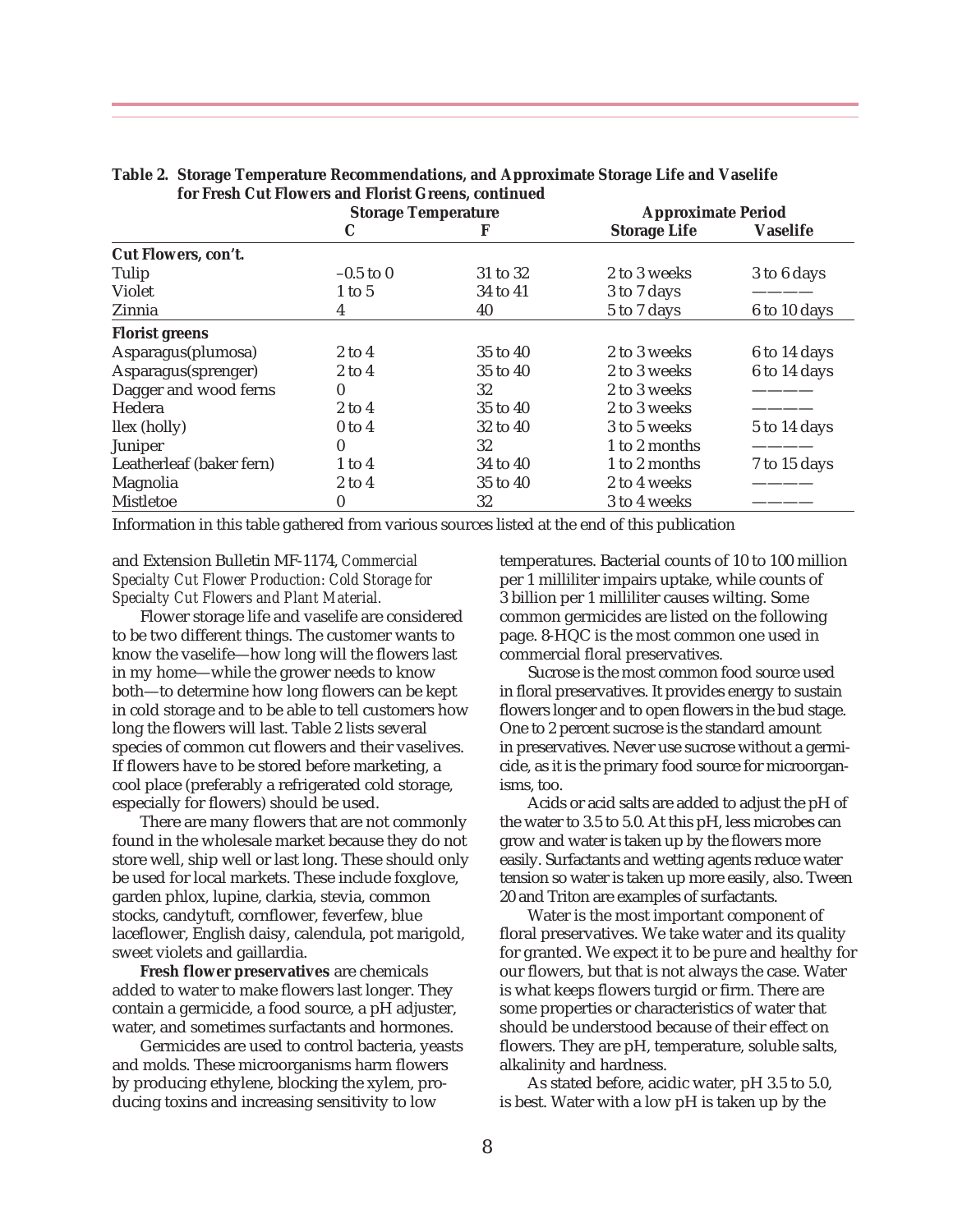**Table 2. Storage Temperature Recommendations, and Approximate Storage Life and Vaselife for Fresh Cut Flowers and Florist Greens, continued**

| | Storage Temperature | | Approximate Period | |
|---|---|---|---|---|
| | C | F | Storage Life | Vaselife |
| **Cut Flowers, con't.** | | | | |
| Tulip | –0.5 to 0 | 31 to 32 | 2 to 3 weeks | 3 to 6 days |
| Violet | 1 to 5 | 34 to 41 | 3 to 7 days | ———— |
| Zinnia | 4 | 40 | 5 to 7 days | 6 to 10 days |
| **Florist greens** | | | | |
| Asparagus(plumosa) | 2 to 4 | 35 to 40 | 2 to 3 weeks | 6 to 14 days |
| Asparagus(sprenger) | 2 to 4 | 35 to 40 | 2 to 3 weeks | 6 to 14 days |
| Dagger and wood ferns | 0 | 32 | 2 to 3 weeks | ———— |
| Hedera | 2 to 4 | 35 to 40 | 2 to 3 weeks | ———— |
| llex (holly) | 0 to 4 | 32 to 40 | 3 to 5 weeks | 5 to 14 days |
| Juniper | 0 | 32 | 1 to 2 months | ———— |
| Leatherleaf (baker fern) | 1 to 4 | 34 to 40 | 1 to 2 months | 7 to 15 days |
| Magnolia | 2 to 4 | 35 to 40 | 2 to 4 weeks | ———— |
| Mistletoe | 0 | 32 | 3 to 4 weeks | ———— |

Information in this table gathered from various sources listed at the end of this publication

and Extension Bulletin MF-1174, *Commercial Specialty Cut Flower Production: Cold Storage for Specialty Cut Flowers and Plant Material.*

Flower storage life and vaselife are considered to be two different things. The customer wants to know the vaselife—how long will the flowers last in my home—while the grower needs to know both—to determine how long flowers can be kept in cold storage and to be able to tell customers how long the flowers will last. Table 2 lists several species of common cut flowers and their vaselives. If flowers have to be stored before marketing, a cool place (preferably a refrigerated cold storage, especially for flowers) should be used.

There are many flowers that are not commonly found in the wholesale market because they do not store well, ship well or last long. These should only be used for local markets. These include foxglove, garden phlox, lupine, clarkia, stevia, common stocks, candytuft, cornflower, feverfew, blue laceflower, English daisy, calendula, pot marigold, sweet violets and gaillardia.

**Fresh flower preservatives** are chemicals added to water to make flowers last longer. They contain a germicide, a food source, a pH adjuster, water, and sometimes surfactants and hormones.

Germicides are used to control bacteria, yeasts and molds. These microorganisms harm flowers by producing ethylene, blocking the xylem, producing toxins and increasing sensitivity to low temperatures. Bacterial counts of 10 to 100 million per 1 milliliter impairs uptake, while counts of 3 billion per 1 milliliter causes wilting. Some common germicides are listed on the following page. 8-HQC is the most common one used in commercial floral preservatives.

Sucrose is the most common food source used in floral preservatives. It provides energy to sustain flowers longer and to open flowers in the bud stage. One to 2 percent sucrose is the standard amount in preservatives. Never use sucrose without a germicide, as it is the primary food source for microorganisms, too.

Acids or acid salts are added to adjust the pH of the water to 3.5 to 5.0. At this pH, less microbes can grow and water is taken up by the flowers more easily. Surfactants and wetting agents reduce water tension so water is taken up more easily, also. Tween 20 and Triton are examples of surfactants.

Water is the most important component of floral preservatives. We take water and its quality for granted. We expect it to be pure and healthy for our flowers, but that is not always the case. Water is what keeps flowers turgid or firm. There are some properties or characteristics of water that should be understood because of their effect on flowers. They are pH, temperature, soluble salts, alkalinity and hardness.

As stated before, acidic water, pH 3.5 to 5.0, is best. Water with a low pH is taken up by the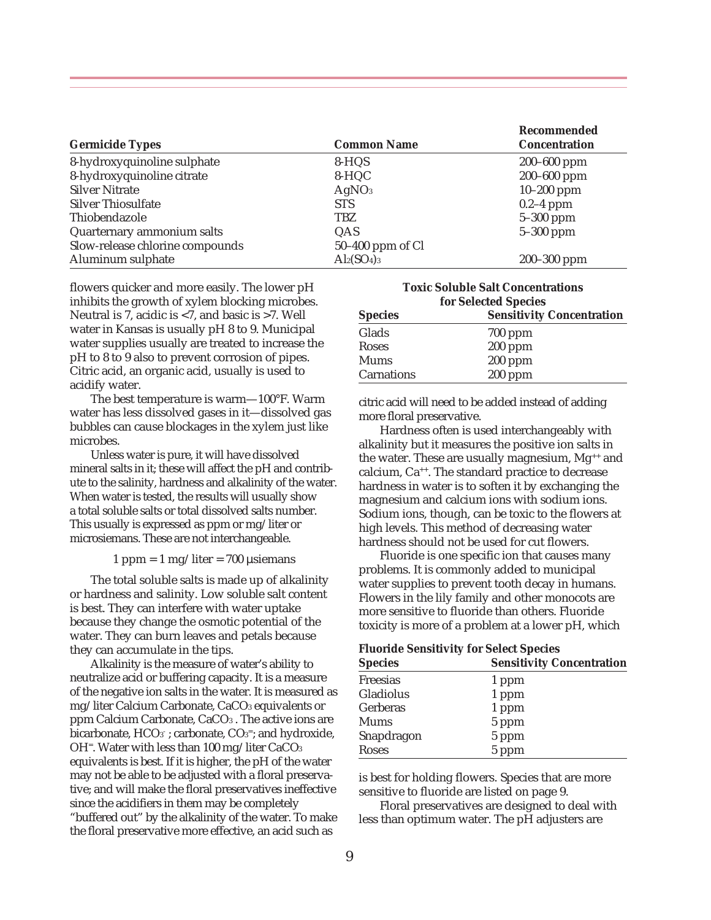| Germicide Types | Common Name | Recommended Concentration |
|---|---|---|
| 8-hydroxyquinoline sulphate | 8-HQS | 200–600 ppm |
| 8-hydroxyquinoline citrate | 8-HQC | 200–600 ppm |
| Silver Nitrate | $AgNO_3$ | 10–200 ppm |
| Silver Thiosulfate | STS | 0.2–4 ppm |
| Thiobendazole | TBZ | 5–300 ppm |
| Quarternary ammonium salts | QAS | 5–300 ppm |
| Slow-release chlorine compounds | 50–400 ppm of Cl | |
| Aluminum sulphate | $Al_2(SO_4)_3$ | 200–300 ppm |

flowers quicker and more easily. The lower pH inhibits the growth of xylem blocking microbes. Neutral is 7, acidic is <7, and basic is >7. Well water in Kansas is usually pH 8 to 9. Municipal water supplies usually are treated to increase the pH to 8 to 9 also to prevent corrosion of pipes. Citric acid, an organic acid, usually is used to acidify water.

The best temperature is warm—100°F. Warm water has less dissolved gases in it—dissolved gas bubbles can cause blockages in the xylem just like microbes.

Unless water is pure, it will have dissolved mineral salts in it; these will affect the pH and contribute to the salinity, hardness and alkalinity of the water. When water is tested, the results will usually show a total soluble salts or total dissolved salts number. This usually is expressed as ppm or mg/liter or microsiemans. These are not interchangeable.

1 ppm = 1 mg/liter = 700 µsiemans

The total soluble salts is made up of alkalinity or hardness and salinity. Low soluble salt content is best. They can interfere with water uptake because they change the osmotic potential of the water. They can burn leaves and petals because they can accumulate in the tips.

Alkalinity is the measure of water's ability to neutralize acid or buffering capacity. It is a measure of the negative ion salts in the water. It is measured as mg/liter Calcium Carbonate, $CaCO_3$ equivalents or ppm Calcium Carbonate, $CaCO_3$. The active ions are bicarbonate, $HCO_3^-$; carbonate, $CO_3^{=}$; and hydroxide, $OH^-$. Water with less than 100 mg/liter $CaCO_3$ equivalents is best. If it is higher, the pH of the water may not be able to be adjusted with a floral preservative; and will make the floral preservatives ineffective since the acidifiers in them may be completely "buffered out" by the alkalinity of the water. To make the floral preservative more effective, an acid such as citric acid will need to be added instead of adding more floral preservative.

**Toxic Soluble Salt Concentrations for Selected Species**

| Species | Sensitivity Concentration |
|---|---|
| Glads | 700 ppm |
| Roses | 200 ppm |
| Mums | 200 ppm |
| Carnations | 200 ppm |

Hardness often is used interchangeably with alkalinity but it measures the positive ion salts in the water. These are usually magnesium, $Mg^{++}$ and calcium, $Ca^{++}$. The standard practice to decrease hardness in water is to soften it by exchanging the magnesium and calcium ions with sodium ions. Sodium ions, though, can be toxic to the flowers at high levels. This method of decreasing water hardness should not be used for cut flowers.

Fluoride is one specific ion that causes many problems. It is commonly added to municipal water supplies to prevent tooth decay in humans. Flowers in the lily family and other monocots are more sensitive to fluoride than others. Fluoride toxicity is more of a problem at a lower pH, which is best for holding flowers. Species that are more sensitive to fluoride are listed on page 9.

**Fluoride Sensitivity for Select Species**

| Species | Sensitivity Concentration |
|---|---|
| Freesias | 1 ppm |
| Gladiolus | 1 ppm |
| Gerberas | 1 ppm |
| Mums | 5 ppm |
| Snapdragon | 5 ppm |
| Roses | 5 ppm |

Floral preservatives are designed to deal with less than optimum water. The pH adjusters are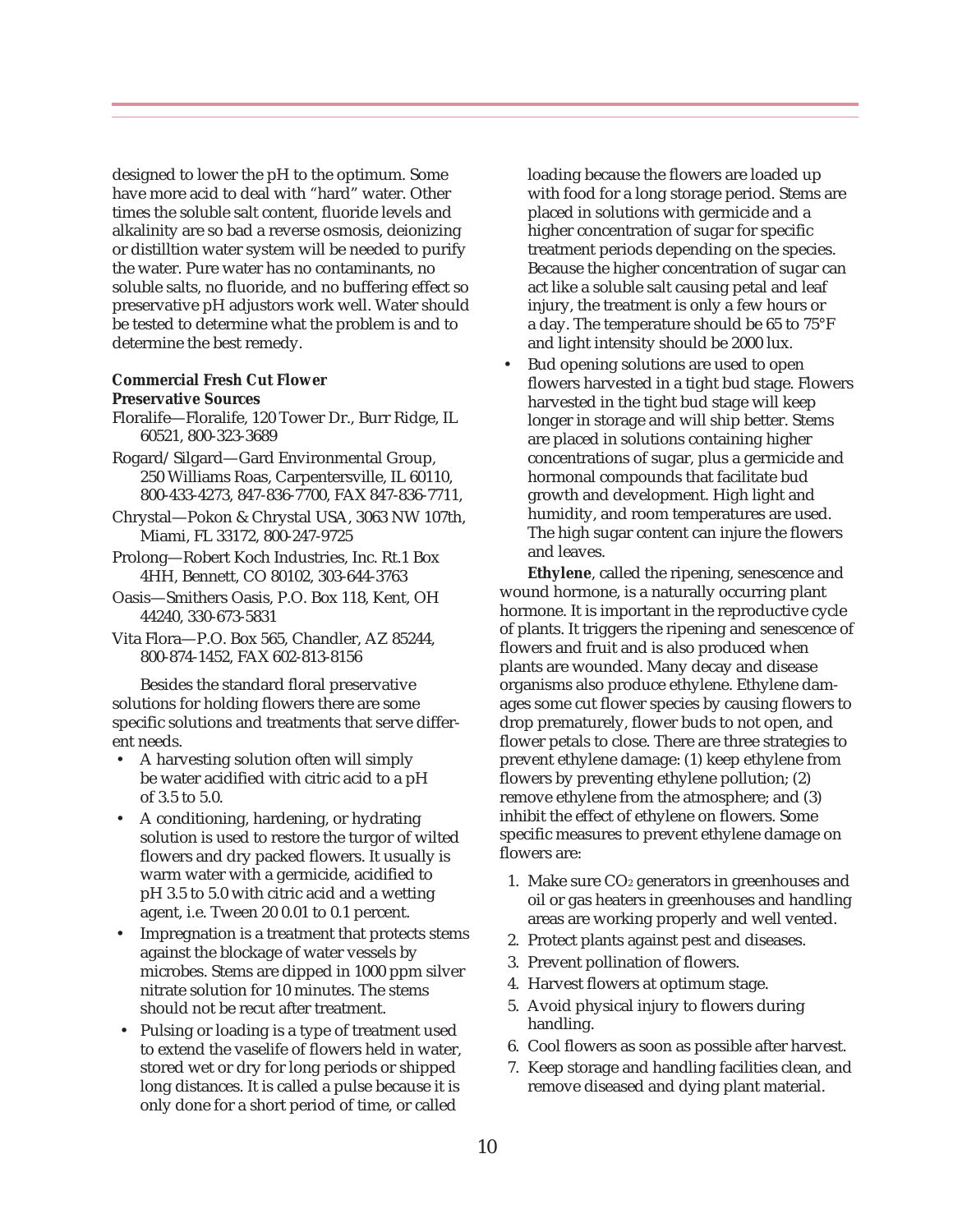designed to lower the pH to the optimum. Some have more acid to deal with "hard" water. Other times the soluble salt content, fluoride levels and alkalinity are so bad a reverse osmosis, deionizing or distilltion water system will be needed to purify the water. Pure water has no contaminants, no soluble salts, no fluoride, and no buffering effect so preservative pH adjustors work well. Water should be tested to determine what the problem is and to determine the best remedy.

**Commercial Fresh Cut Flower Preservative Sources**

Floralife—Floralife, 120 Tower Dr., Burr Ridge, IL 60521, 800-323-3689

Rogard/Silgard—Gard Environmental Group, 250 Williams Roas, Carpentersville, IL 60110, 800-433-4273, 847-836-7700, FAX 847-836-7711,

Chrystal—Pokon & Chrystal USA, 3063 NW 107th, Miami, FL 33172, 800-247-9725

Prolong—Robert Koch Industries, Inc. Rt.1 Box 4HH, Bennett, CO 80102, 303-644-3763

Oasis—Smithers Oasis, P.O. Box 118, Kent, OH 44240, 330-673-5831

Vita Flora—P.O. Box 565, Chandler, AZ 85244, 800-874-1452, FAX 602-813-8156

Besides the standard floral preservative solutions for holding flowers there are some specific solutions and treatments that serve different needs.

- A harvesting solution often will simply be water acidified with citric acid to a pH of 3.5 to 5.0.
- A conditioning, hardening, or hydrating solution is used to restore the turgor of wilted flowers and dry packed flowers. It usually is warm water with a germicide, acidified to pH 3.5 to 5.0 with citric acid and a wetting agent, i.e. Tween 20 0.01 to 0.1 percent.
- Impregnation is a treatment that protects stems against the blockage of water vessels by microbes. Stems are dipped in 1000 ppm silver nitrate solution for 10 minutes. The stems should not be recut after treatment.
- Pulsing or loading is a type of treatment used to extend the vaselife of flowers held in water, stored wet or dry for long periods or shipped long distances. It is called a pulse because it is only done for a short period of time, or called loading because the flowers are loaded up with food for a long storage period. Stems are placed in solutions with germicide and a higher concentration of sugar for specific treatment periods depending on the species. Because the higher concentration of sugar can act like a soluble salt causing petal and leaf injury, the treatment is only a few hours or a day. The temperature should be 65 to 75°F and light intensity should be 2000 lux.
- Bud opening solutions are used to open flowers harvested in a tight bud stage. Flowers harvested in the tight bud stage will keep longer in storage and will ship better. Stems are placed in solutions containing higher concentrations of sugar, plus a germicide and hormonal compounds that facilitate bud growth and development. High light and humidity, and room temperatures are used. The high sugar content can injure the flowers and leaves.

**Ethylene**, called the ripening, senescence and wound hormone, is a naturally occurring plant hormone. It is important in the reproductive cycle of plants. It triggers the ripening and senescence of flowers and fruit and is also produced when plants are wounded. Many decay and disease organisms also produce ethylene. Ethylene damages some cut flower species by causing flowers to drop prematurely, flower buds to not open, and flower petals to close. There are three strategies to prevent ethylene damage: (1) keep ethylene from flowers by preventing ethylene pollution; (2) remove ethylene from the atmosphere; and (3) inhibit the effect of ethylene on flowers. Some specific measures to prevent ethylene damage on flowers are:

1. Make sure $CO_2$ generators in greenhouses and oil or gas heaters in greenhouses and handling areas are working properly and well vented.
2. Protect plants against pest and diseases.
3. Prevent pollination of flowers.
4. Harvest flowers at optimum stage.
5. Avoid physical injury to flowers during handling.
6. Cool flowers as soon as possible after harvest.
7. Keep storage and handling facilities clean, and remove diseased and dying plant material.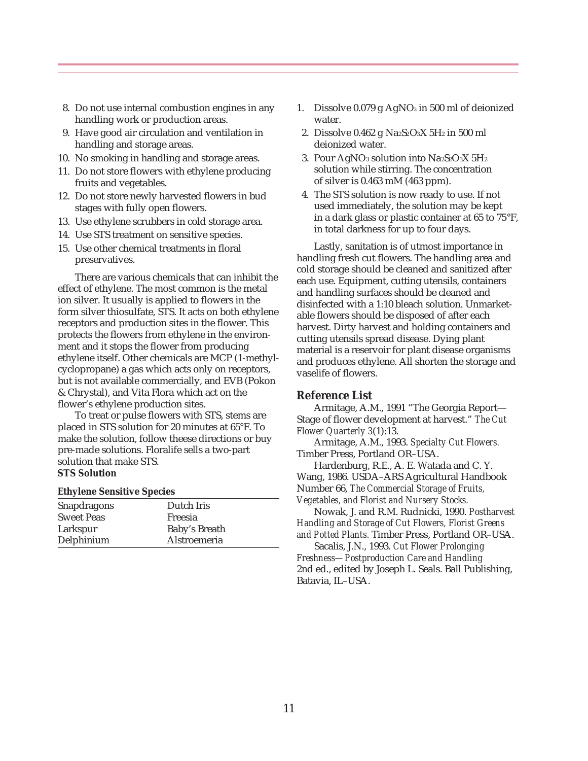8. Do not use internal combustion engines in any handling work or production areas.
9. Have good air circulation and ventilation in handling and storage areas.
10. No smoking in handling and storage areas.
11. Do not store flowers with ethylene producing fruits and vegetables.
12. Do not store newly harvested flowers in bud stages with fully open flowers.
13. Use ethylene scrubbers in cold storage area.
14. Use STS treatment on sensitive species.
15. Use other chemical treatments in floral preservatives.

There are various chemicals that can inhibit the effect of ethylene. The most common is the metal ion silver. It usually is applied to flowers in the form silver thiosulfate, STS. It acts on both ethylene receptors and production sites in the flower. This protects the flowers from ethylene in the environment and it stops the flower from producing ethylene itself. Other chemicals are MCP (1-methylcyclopropane) a gas which acts only on receptors, but is not available commercially, and EVB (Pokon & Chrystal), and Vita Flora which act on the flower's ethylene production sites.

To treat or pulse flowers with STS, stems are placed in STS solution for 20 minutes at 65°F. To make the solution, follow theese directions or buy pre-made solutions. Floralife sells a two-part solution that make STS.

**STS Solution**

**Ethylene Sensitive Species**

| | |
|---|---|
| Snapdragons | Dutch Iris |
| Sweet Peas | Freesia |
| Larkspur | Baby's Breath |
| Delphinium | Alstroemeria |

1. Dissolve 0.079 g $AgNO_3$ in 500 ml of deionized water.
2. Dissolve 0.462 g $Na_2S_2O_3X\ 5H_2$ in 500 ml deionized water.
3. Pour $AgNO_3$ solution into $Na_2S_2O_3X\ 5H_2$ solution while stirring. The concentration of silver is 0.463 mM (463 ppm).
4. The STS solution is now ready to use. If not used immediately, the solution may be kept in a dark glass or plastic container at 65 to 75°F, in total darkness for up to four days.

Lastly, sanitation is of utmost importance in handling fresh cut flowers. The handling area and cold storage should be cleaned and sanitized after each use. Equipment, cutting utensils, containers and handling surfaces should be cleaned and disinfected with a 1:10 bleach solution. Unmarketable flowers should be disposed of after each harvest. Dirty harvest and holding containers and cutting utensils spread disease. Dying plant material is a reservoir for plant disease organisms and produces ethylene. All shorten the storage and vaselife of flowers.

## Reference List

Armitage, A.M., 1991 "The Georgia Report—Stage of flower development at harvest." *The Cut Flower Quarterly 3*(1):13.

Armitage, A.M., 1993. *Specialty Cut Flowers.* Timber Press, Portland OR–USA.

Hardenburg, R.E., A. E. Watada and C. Y. Wang, 1986. USDA–ARS Agricultural Handbook Number 66, *The Commercial Storage of Fruits, Vegetables, and Florist and Nursery Stocks.*

Nowak, J. and R.M. Rudnicki, 1990. *Postharvest Handling and Storage of Cut Flowers, Florist Greens and Potted Plants.* Timber Press, Portland OR–USA.

Sacalis, J.N., 1993. *Cut Flower Prolonging Freshness—Postproduction Care and Handling* 2nd ed., edited by Joseph L. Seals. Ball Publishing, Batavia, IL–USA.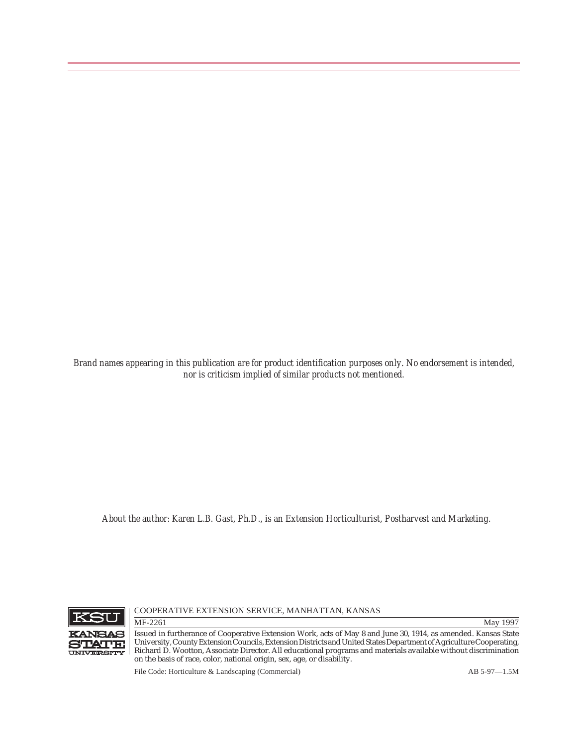*Brand names appearing in this publication are for product identification purposes only. No endorsement is intended, nor is criticism implied of similar products not mentioned.*

*About the author: Karen L.B. Gast, Ph.D., is an Extension Horticulturist, Postharvest and Marketing.*

KSU KANSAS STATE UNIVERSITY

COOPERATIVE EXTENSION SERVICE, MANHATTAN, KANSAS

MF-2261 May 1997

Issued in furtherance of Cooperative Extension Work, acts of May 8 and June 30, 1914, as amended. Kansas State University, County Extension Councils, Extension Districts and United States Department of Agriculture Cooperating, Richard D. Wootton, Associate Director. All educational programs and materials available without discrimination on the basis of race, color, national origin, sex, age, or disability.

File Code: Horticulture & Landscaping (Commercial) AB 5-97—1.5M